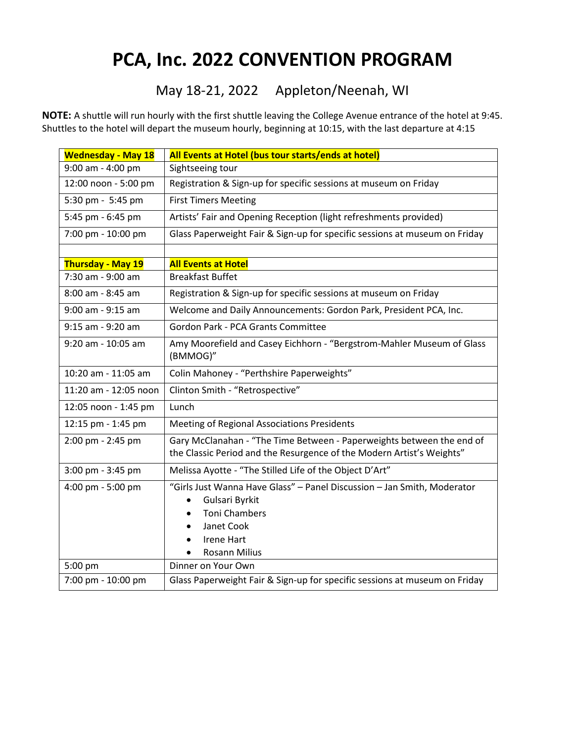# PCA, Inc. 2022 CONVENTION PROGRAM

May 18-21, 2022 Appleton/Neenah, WI

**NOTE:** A shuttle will run hourly with the first shuttle leaving the College Avenue entrance of the hotel at 9:45. Shuttles to the hotel will depart the museum hourly, beginning at 10:15, with the last departure at 4:15

| **Wednesday - May 18** | **All Events at Hotel (bus tour starts/ends at hotel)** |
|---|---|
| 9:00 am - 4:00 pm | Sightseeing tour |
| 12:00 noon - 5:00 pm | Registration & Sign-up for specific sessions at museum on Friday |
| 5:30 pm - 5:45 pm | First Timers Meeting |
| 5:45 pm - 6:45 pm | Artists' Fair and Opening Reception (light refreshments provided) |
| 7:00 pm - 10:00 pm | Glass Paperweight Fair & Sign-up for specific sessions at museum on Friday |
| | |
| **Thursday - May 19** | **All Events at Hotel** |
| 7:30 am - 9:00 am | Breakfast Buffet |
| 8:00 am - 8:45 am | Registration & Sign-up for specific sessions at museum on Friday |
| 9:00 am - 9:15 am | Welcome and Daily Announcements: Gordon Park, President PCA, Inc. |
| 9:15 am - 9:20 am | Gordon Park - PCA Grants Committee |
| 9:20 am - 10:05 am | Amy Moorefield and Casey Eichhorn - "Bergstrom-Mahler Museum of Glass (BMMOG)" |
| 10:20 am - 11:05 am | Colin Mahoney - "Perthshire Paperweights" |
| 11:20 am - 12:05 noon | Clinton Smith - "Retrospective" |
| 12:05 noon - 1:45 pm | Lunch |
| 12:15 pm - 1:45 pm | Meeting of Regional Associations Presidents |
| 2:00 pm - 2:45 pm | Gary McClanahan - "The Time Between - Paperweights between the end of the Classic Period and the Resurgence of the Modern Artist's Weights" |
| 3:00 pm - 3:45 pm | Melissa Ayotte - "The Stilled Life of the Object D'Art" |
| 4:00 pm - 5:00 pm | "Girls Just Wanna Have Glass" – Panel Discussion – Jan Smith, Moderator<br>• Gulsari Byrkit<br>• Toni Chambers<br>• Janet Cook<br>• Irene Hart<br>• Rosann Milius |
| 5:00 pm | Dinner on Your Own |
| 7:00 pm - 10:00 pm | Glass Paperweight Fair & Sign-up for specific sessions at museum on Friday |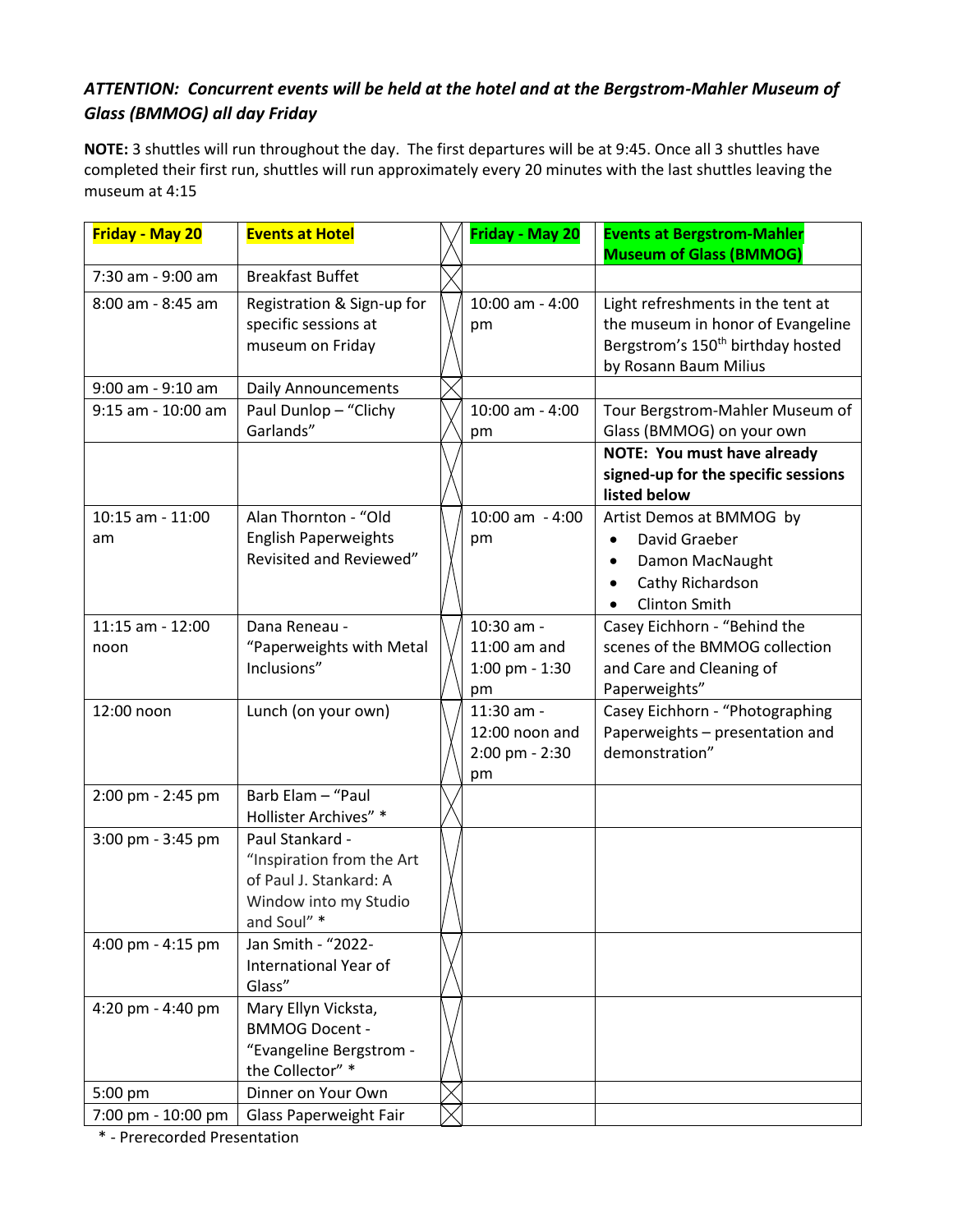***ATTENTION: Concurrent events will be held at the hotel and at the Bergstrom-Mahler Museum of Glass (BMMOG) all day Friday***

**NOTE:** 3 shuttles will run throughout the day. The first departures will be at 9:45. Once all 3 shuttles have completed their first run, shuttles will run approximately every 20 minutes with the last shuttles leaving the museum at 4:15

| **Friday - May 20** | **Events at Hotel** | | **Friday - May 20** | **Events at Bergstrom-Mahler Museum of Glass (BMMOG)** |
|---|---|---|---|---|
| 7:30 am - 9:00 am | Breakfast Buffet | | | |
| 8:00 am - 8:45 am | Registration & Sign-up for specific sessions at museum on Friday | | 10:00 am - 4:00 pm | Light refreshments in the tent at the museum in honor of Evangeline Bergstrom's 150th birthday hosted by Rosann Baum Milius |
| 9:00 am - 9:10 am | Daily Announcements | | | |
| 9:15 am - 10:00 am | Paul Dunlop – "Clichy Garlands" | | 10:00 am - 4:00 pm | Tour Bergstrom-Mahler Museum of Glass (BMMOG) on your own |
| | | | | **NOTE: You must have already signed-up for the specific sessions listed below** |
| 10:15 am - 11:00 am | Alan Thornton - "Old English Paperweights Revisited and Reviewed" | | 10:00 am - 4:00 pm | Artist Demos at BMMOG by<br>• David Graeber<br>• Damon MacNaught<br>• Cathy Richardson<br>• Clinton Smith |
| 11:15 am - 12:00 noon | Dana Reneau - "Paperweights with Metal Inclusions" | | 10:30 am - 11:00 am and 1:00 pm - 1:30 pm | Casey Eichhorn - "Behind the scenes of the BMMOG collection and Care and Cleaning of Paperweights" |
| 12:00 noon | Lunch (on your own) | | 11:30 am - 12:00 noon and 2:00 pm - 2:30 pm | Casey Eichhorn - "Photographing Paperweights – presentation and demonstration" |
| 2:00 pm - 2:45 pm | Barb Elam – "Paul Hollister Archives" * | | | |
| 3:00 pm - 3:45 pm | Paul Stankard - "Inspiration from the Art of Paul J. Stankard: A Window into my Studio and Soul" * | | | |
| 4:00 pm - 4:15 pm | Jan Smith - "2022-International Year of Glass" | | | |
| 4:20 pm - 4:40 pm | Mary Ellyn Vicksta, BMMOG Docent - "Evangeline Bergstrom - the Collector" * | | | |
| 5:00 pm | Dinner on Your Own | | | |
| 7:00 pm - 10:00 pm | Glass Paperweight Fair | | | |

* - Prerecorded Presentation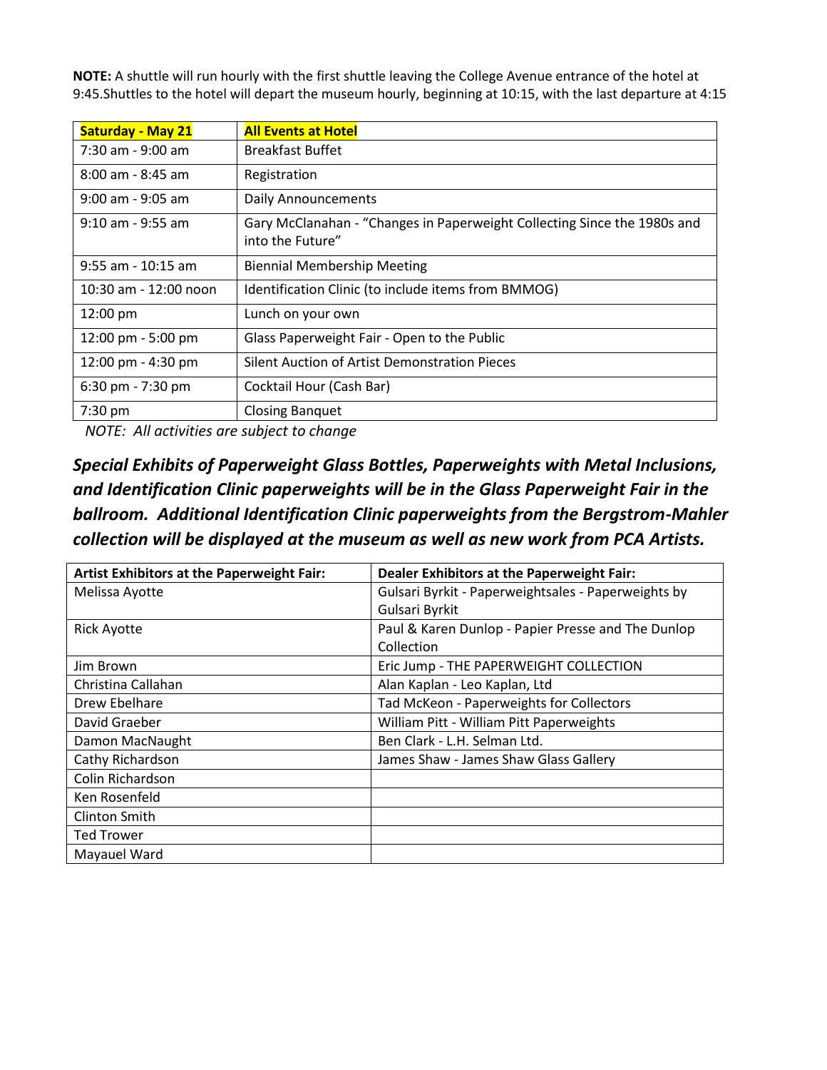**NOTE:** A shuttle will run hourly with the first shuttle leaving the College Avenue entrance of the hotel at 9:45.Shuttles to the hotel will depart the museum hourly, beginning at 10:15, with the last departure at 4:15

| **Saturday - May 21** | **All Events at Hotel** |
|---|---|
| 7:30 am - 9:00 am | Breakfast Buffet |
| 8:00 am - 8:45 am | Registration |
| 9:00 am - 9:05 am | Daily Announcements |
| 9:10 am - 9:55 am | Gary McClanahan - "Changes in Paperweight Collecting Since the 1980s and into the Future" |
| 9:55 am - 10:15 am | Biennial Membership Meeting |
| 10:30 am - 12:00 noon | Identification Clinic (to include items from BMMOG) |
| 12:00 pm | Lunch on your own |
| 12:00 pm - 5:00 pm | Glass Paperweight Fair - Open to the Public |
| 12:00 pm - 4:30 pm | Silent Auction of Artist Demonstration Pieces |
| 6:30 pm - 7:30 pm | Cocktail Hour (Cash Bar) |
| 7:30 pm | Closing Banquet |

*NOTE: All activities are subject to change*

***Special Exhibits of Paperweight Glass Bottles, Paperweights with Metal Inclusions, and Identification Clinic paperweights will be in the Glass Paperweight Fair in the ballroom. Additional Identification Clinic paperweights from the Bergstrom-Mahler collection will be displayed at the museum as well as new work from PCA Artists.***

| **Artist Exhibitors at the Paperweight Fair:** | **Dealer Exhibitors at the Paperweight Fair:** |
|---|---|
| Melissa Ayotte | Gulsari Byrkit - Paperweightsales - Paperweights by Gulsari Byrkit |
| Rick Ayotte | Paul & Karen Dunlop - Papier Presse and The Dunlop Collection |
| Jim Brown | Eric Jump - THE PAPERWEIGHT COLLECTION |
| Christina Callahan | Alan Kaplan - Leo Kaplan, Ltd |
| Drew Ebelhare | Tad McKeon - Paperweights for Collectors |
| David Graeber | William Pitt - William Pitt Paperweights |
| Damon MacNaught | Ben Clark - L.H. Selman Ltd. |
| Cathy Richardson | James Shaw - James Shaw Glass Gallery |
| Colin Richardson | |
| Ken Rosenfeld | |
| Clinton Smith | |
| Ted Trower | |
| Mayauel Ward | |